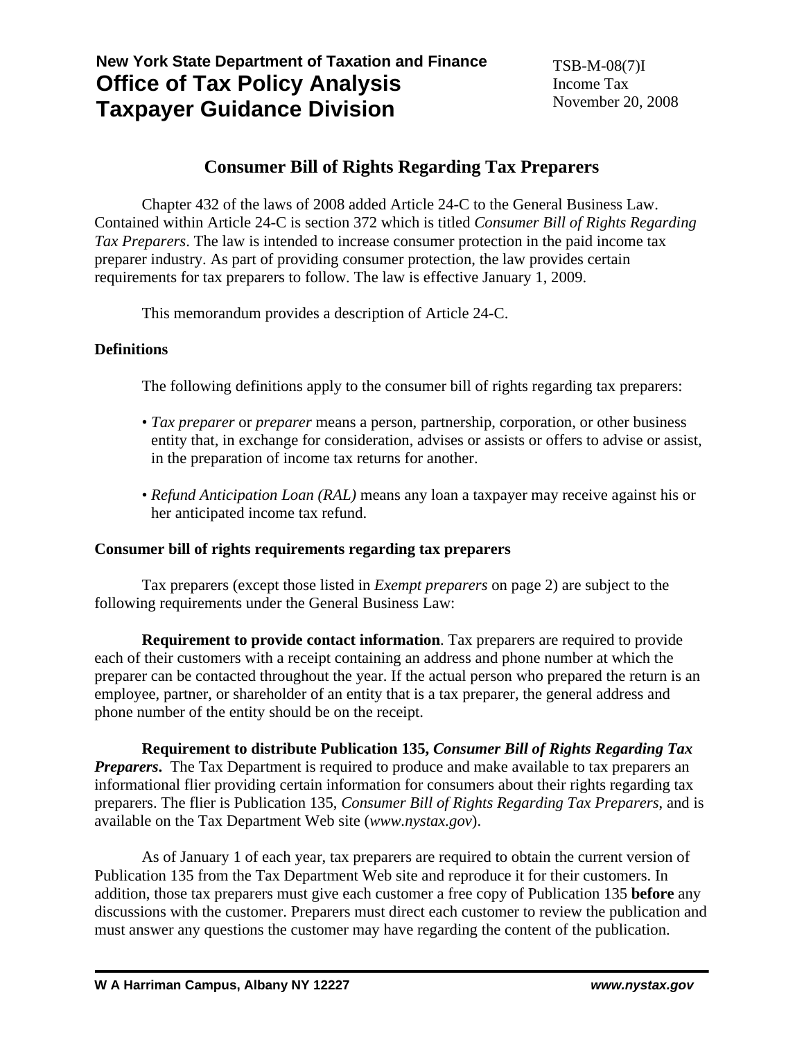**New York State Department of Taxation and Finance**
**Office of Tax Policy Analysis**
**Taxpayer Guidance Division**

TSB-M-08(7)I
Income Tax
November 20, 2008

# Consumer Bill of Rights Regarding Tax Preparers

Chapter 432 of the laws of 2008 added Article 24-C to the General Business Law. Contained within Article 24-C is section 372 which is titled *Consumer Bill of Rights Regarding Tax Preparers*. The law is intended to increase consumer protection in the paid income tax preparer industry. As part of providing consumer protection, the law provides certain requirements for tax preparers to follow. The law is effective January 1, 2009.

This memorandum provides a description of Article 24-C.

## Definitions

The following definitions apply to the consumer bill of rights regarding tax preparers:

- *Tax preparer* or *preparer* means a person, partnership, corporation, or other business entity that, in exchange for consideration, advises or assists or offers to advise or assist, in the preparation of income tax returns for another.
- *Refund Anticipation Loan (RAL)* means any loan a taxpayer may receive against his or her anticipated income tax refund.

## Consumer bill of rights requirements regarding tax preparers

Tax preparers (except those listed in *Exempt preparers* on page 2) are subject to the following requirements under the General Business Law:

**Requirement to provide contact information**. Tax preparers are required to provide each of their customers with a receipt containing an address and phone number at which the preparer can be contacted throughout the year. If the actual person who prepared the return is an employee, partner, or shareholder of an entity that is a tax preparer, the general address and phone number of the entity should be on the receipt.

**Requirement to distribute Publication 135, *Consumer Bill of Rights Regarding Tax Preparers*.** The Tax Department is required to produce and make available to tax preparers an informational flier providing certain information for consumers about their rights regarding tax preparers. The flier is Publication 135, *Consumer Bill of Rights Regarding Tax Preparers*, and is available on the Tax Department Web site (*www.nystax.gov*).

As of January 1 of each year, tax preparers are required to obtain the current version of Publication 135 from the Tax Department Web site and reproduce it for their customers. In addition, those tax preparers must give each customer a free copy of Publication 135 **before** any discussions with the customer. Preparers must direct each customer to review the publication and must answer any questions the customer may have regarding the content of the publication.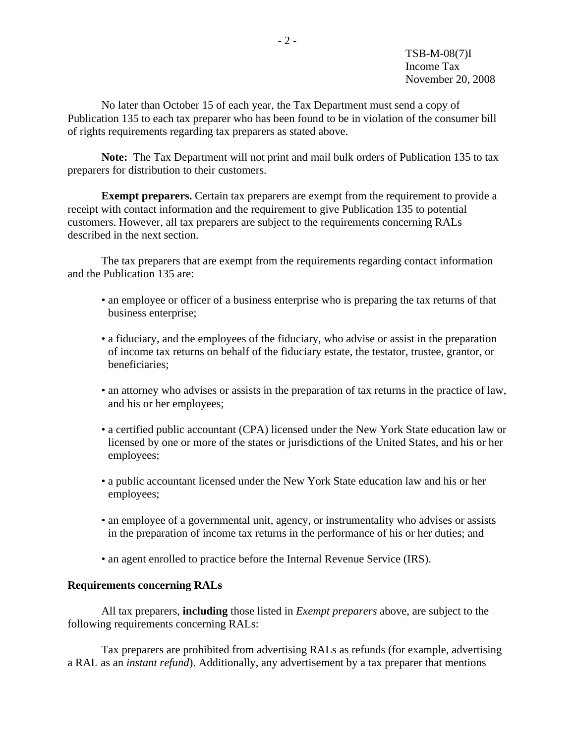No later than October 15 of each year, the Tax Department must send a copy of Publication 135 to each tax preparer who has been found to be in violation of the consumer bill of rights requirements regarding tax preparers as stated above.

**Note:** The Tax Department will not print and mail bulk orders of Publication 135 to tax preparers for distribution to their customers.

**Exempt preparers.** Certain tax preparers are exempt from the requirement to provide a receipt with contact information and the requirement to give Publication 135 to potential customers. However, all tax preparers are subject to the requirements concerning RALs described in the next section.

The tax preparers that are exempt from the requirements regarding contact information and the Publication 135 are:

- an employee or officer of a business enterprise who is preparing the tax returns of that business enterprise;
- a fiduciary, and the employees of the fiduciary, who advise or assist in the preparation of income tax returns on behalf of the fiduciary estate, the testator, trustee, grantor, or beneficiaries;
- an attorney who advises or assists in the preparation of tax returns in the practice of law, and his or her employees;
- a certified public accountant (CPA) licensed under the New York State education law or licensed by one or more of the states or jurisdictions of the United States, and his or her employees;
- a public accountant licensed under the New York State education law and his or her employees;
- an employee of a governmental unit, agency, or instrumentality who advises or assists in the preparation of income tax returns in the performance of his or her duties; and
- an agent enrolled to practice before the Internal Revenue Service (IRS).

## Requirements concerning RALs

All tax preparers, **including** those listed in *Exempt preparers* above, are subject to the following requirements concerning RALs:

Tax preparers are prohibited from advertising RALs as refunds (for example, advertising a RAL as an *instant refund*). Additionally, any advertisement by a tax preparer that mentions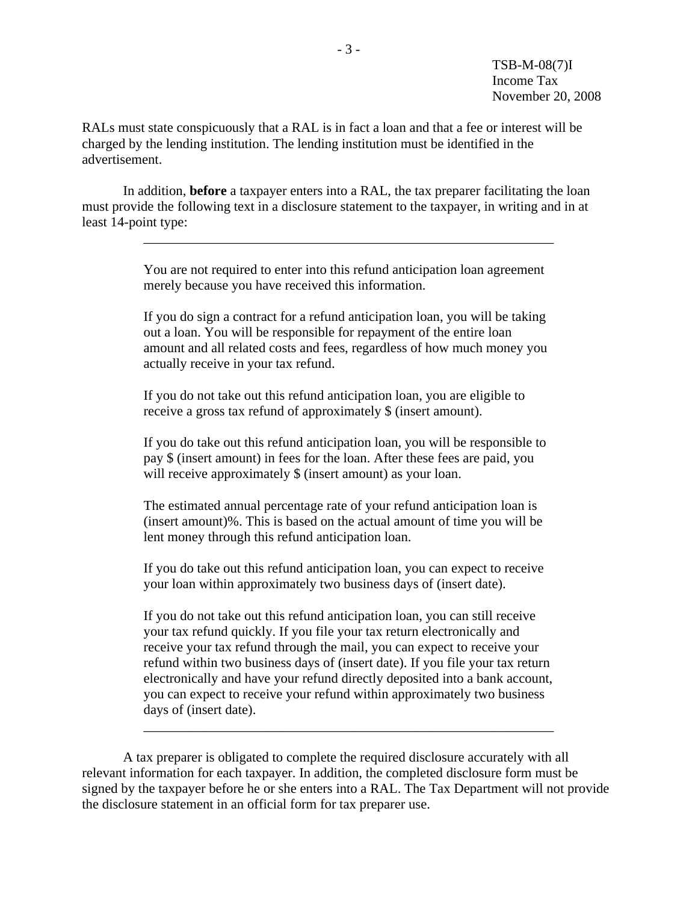RALs must state conspicuously that a RAL is in fact a loan and that a fee or interest will be charged by the lending institution. The lending institution must be identified in the advertisement.

In addition, **before** a taxpayer enters into a RAL, the tax preparer facilitating the loan must provide the following text in a disclosure statement to the taxpayer, in writing and in at least 14-point type:

---

> You are not required to enter into this refund anticipation loan agreement merely because you have received this information.
>
> If you do sign a contract for a refund anticipation loan, you will be taking out a loan. You will be responsible for repayment of the entire loan amount and all related costs and fees, regardless of how much money you actually receive in your tax refund.
>
> If you do not take out this refund anticipation loan, you are eligible to receive a gross tax refund of approximately $ (insert amount).
>
> If you do take out this refund anticipation loan, you will be responsible to pay $ (insert amount) in fees for the loan. After these fees are paid, you will receive approximately $ (insert amount) as your loan.
>
> The estimated annual percentage rate of your refund anticipation loan is (insert amount)%. This is based on the actual amount of time you will be lent money through this refund anticipation loan.
>
> If you do take out this refund anticipation loan, you can expect to receive your loan within approximately two business days of (insert date).
>
> If you do not take out this refund anticipation loan, you can still receive your tax refund quickly. If you file your tax return electronically and receive your tax refund through the mail, you can expect to receive your refund within two business days of (insert date). If you file your tax return electronically and have your refund directly deposited into a bank account, you can expect to receive your refund within approximately two business days of (insert date).

---

A tax preparer is obligated to complete the required disclosure accurately with all relevant information for each taxpayer. In addition, the completed disclosure form must be signed by the taxpayer before he or she enters into a RAL. The Tax Department will not provide the disclosure statement in an official form for tax preparer use.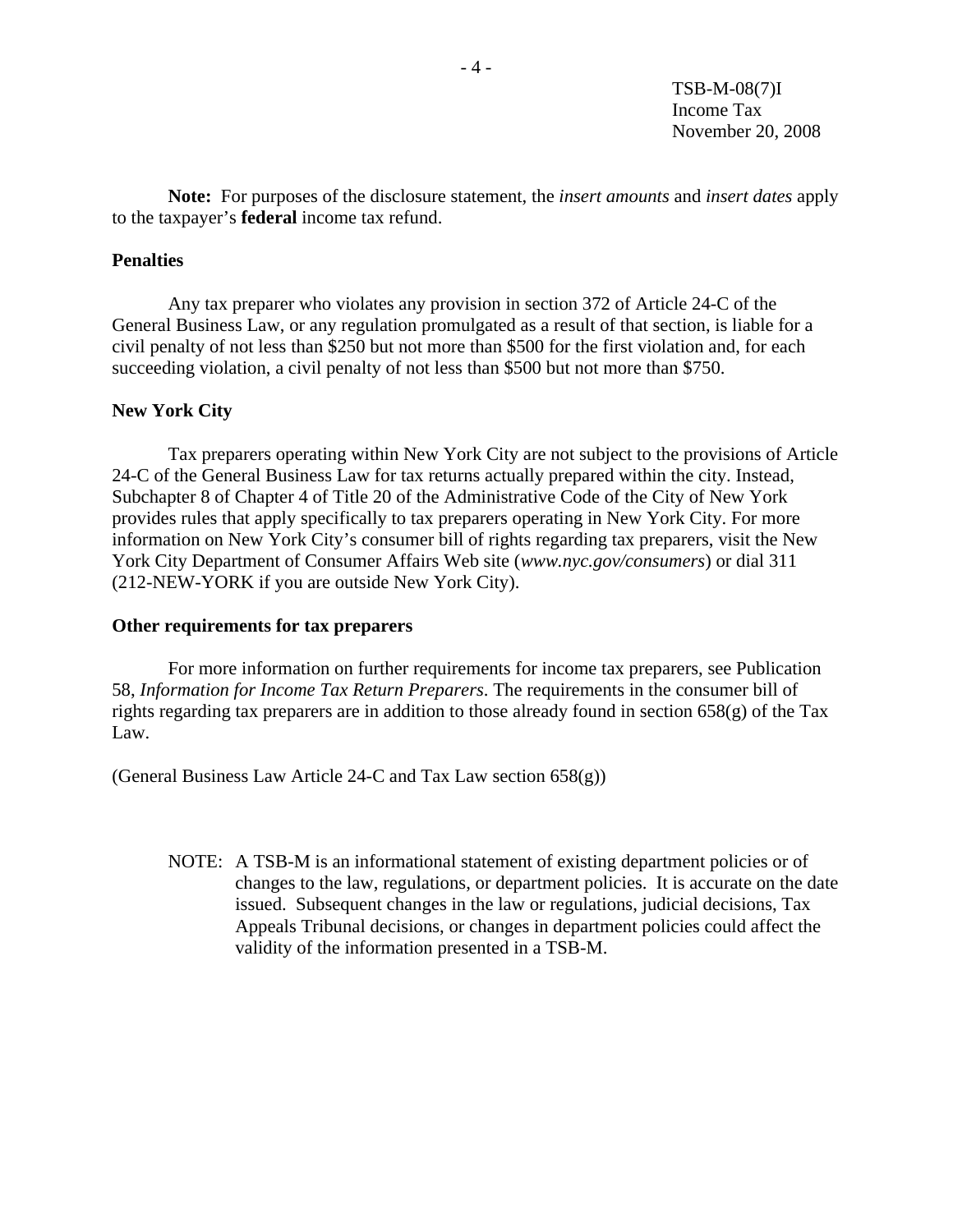**Note:** For purposes of the disclosure statement, the *insert amounts* and *insert dates* apply to the taxpayer's **federal** income tax refund.

**Penalties**

Any tax preparer who violates any provision in section 372 of Article 24-C of the General Business Law, or any regulation promulgated as a result of that section, is liable for a civil penalty of not less than $250 but not more than $500 for the first violation and, for each succeeding violation, a civil penalty of not less than $500 but not more than $750.

**New York City**

Tax preparers operating within New York City are not subject to the provisions of Article 24-C of the General Business Law for tax returns actually prepared within the city. Instead, Subchapter 8 of Chapter 4 of Title 20 of the Administrative Code of the City of New York provides rules that apply specifically to tax preparers operating in New York City. For more information on New York City's consumer bill of rights regarding tax preparers, visit the New York City Department of Consumer Affairs Web site (*www.nyc.gov/consumers*) or dial 311 (212-NEW-YORK if you are outside New York City).

**Other requirements for tax preparers**

For more information on further requirements for income tax preparers, see Publication 58, *Information for Income Tax Return Preparers*. The requirements in the consumer bill of rights regarding tax preparers are in addition to those already found in section 658(g) of the Tax Law.

(General Business Law Article 24-C and Tax Law section 658(g))

NOTE: A TSB-M is an informational statement of existing department policies or of changes to the law, regulations, or department policies. It is accurate on the date issued. Subsequent changes in the law or regulations, judicial decisions, Tax Appeals Tribunal decisions, or changes in department policies could affect the validity of the information presented in a TSB-M.